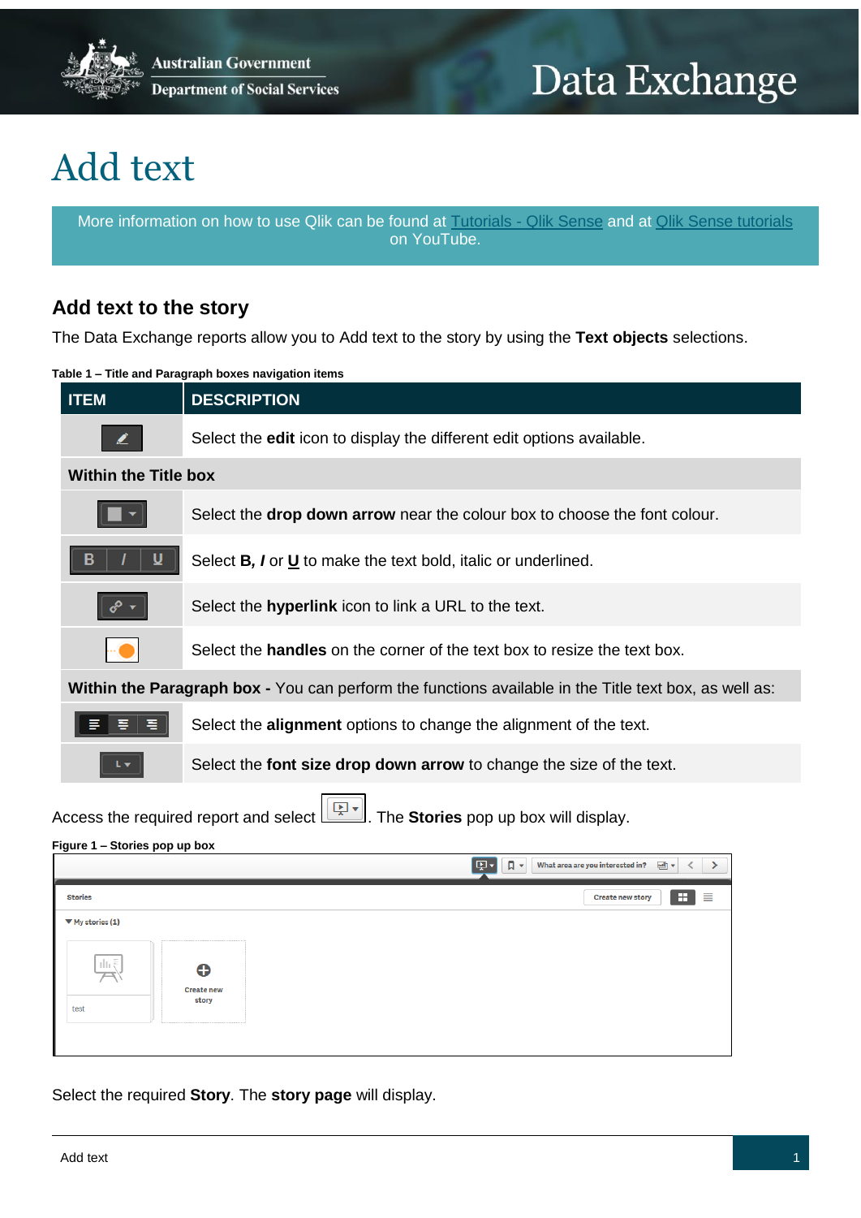# Add text

More information on how to use Qlik can be found at [Tutorials - Qlik Sense] and at [Qlik Sense tutorials] on YouTube.

## Add text to the story

The Data Exchange reports allow you to Add text to the story by using the **Text objects** selections.

**Table 1 – Title and Paragraph boxes navigation items**

| ITEM | DESCRIPTION |
|---|---|
| | Select the **edit** icon to display the different edit options available. |
| **Within the Title box** | |
| | Select the **drop down arrow** near the colour box to choose the font colour. |
| B I U | Select **B,** ***I*** or **U** to make the text bold, italic or underlined. |
| | Select the **hyperlink** icon to link a URL to the text. |
| | Select the **handles** on the corner of the text box to resize the text box. |
| **Within the Paragraph box -** You can perform the functions available in the Title text box, as well as: | |
| | Select the **alignment** options to change the alignment of the text. |
| L | Select the **font size drop down arrow** to change the size of the text. |

Access the required report and select . The **Stories** pop up box will display.

**Figure 1 – Stories pop up box**

Select the required **Story**. The **story page** will display.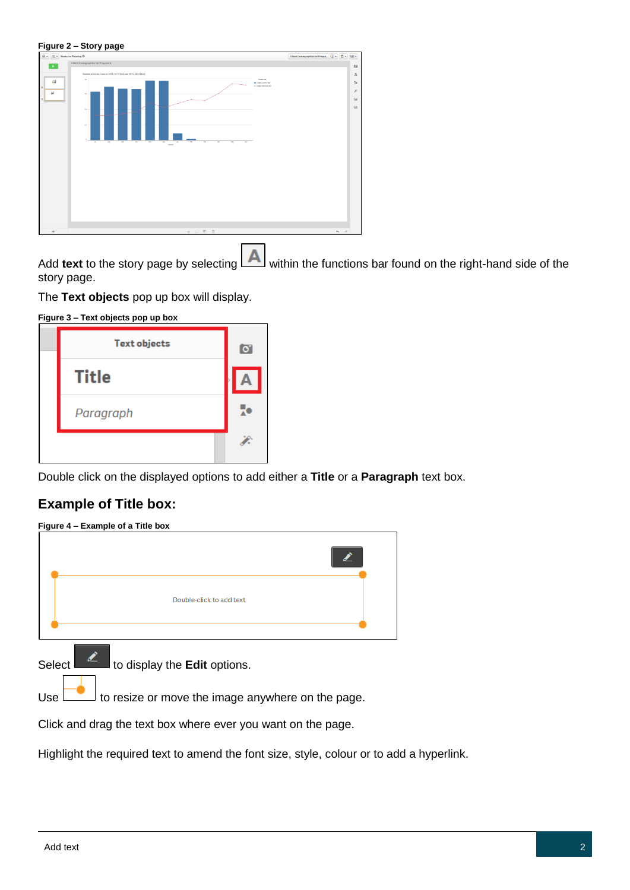**Figure 2 – Story page**

Add **text** to the story page by selecting [A] within the functions bar found on the right-hand side of the story page.

The **Text objects** pop up box will display.

**Figure 3 – Text objects pop up box**

Double click on the displayed options to add either a **Title** or a **Paragraph** text box.

## Example of Title box:

**Figure 4 – Example of a Title box**

Select [edit icon] to display the **Edit** options.

Use [resize handle] to resize or move the image anywhere on the page.

Click and drag the text box where ever you want on the page.

Highlight the required text to amend the font size, style, colour or to add a hyperlink.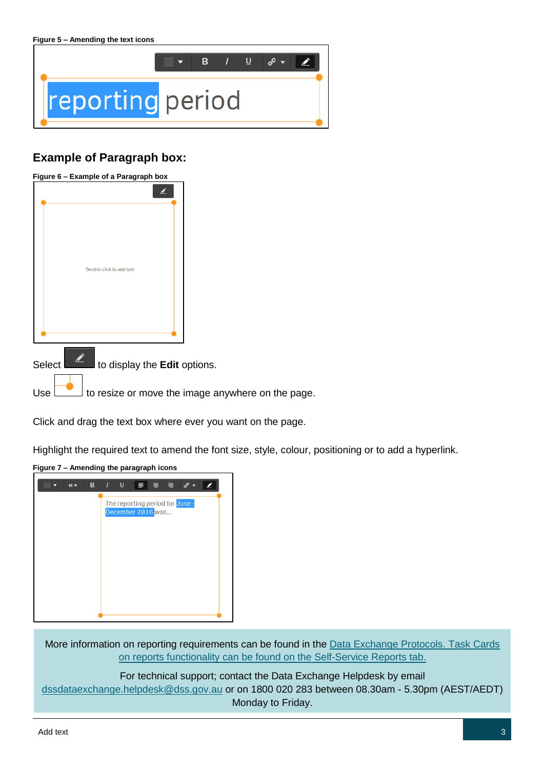**Figure 5 – Amending the text icons**

## Example of Paragraph box:

**Figure 6 – Example of a Paragraph box**

Select to display the **Edit** options.

Use to resize or move the image anywhere on the page.

Click and drag the text box where ever you want on the page.

Highlight the required text to amend the font size, style, colour, positioning or to add a hyperlink.

**Figure 7 – Amending the paragraph icons**

More information on reporting requirements can be found in the Data Exchange Protocols. Task Cards on reports functionality can be found on the Self-Service Reports tab.

For technical support; contact the Data Exchange Helpdesk by email dssdataexchange.helpdesk@dss.gov.au or on 1800 020 283 between 08.30am - 5.30pm (AEST/AEDT) Monday to Friday.